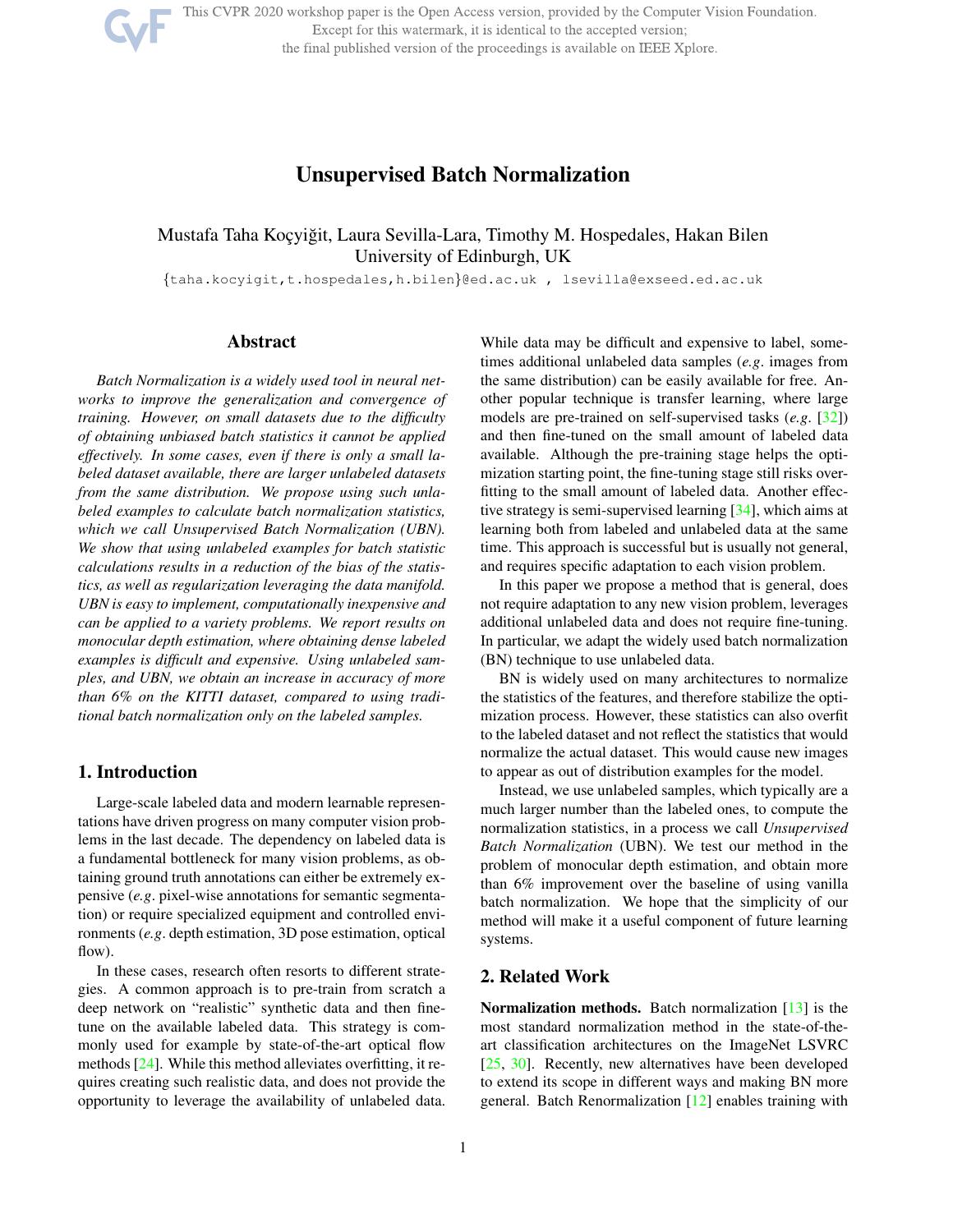# Unsupervised Batch Normalization

Mustafa Taha Koçyiğit, Laura Sevilla-Lara, Timothy M. Hospedales, Hakan Bilen
University of Edinburgh, UK

{taha.kocyigit,t.hospedales,h.bilen}@ed.ac.uk , lsevilla@exseed.ed.ac.uk

## Abstract

*Batch Normalization is a widely used tool in neural networks to improve the generalization and convergence of training. However, on small datasets due to the difficulty of obtaining unbiased batch statistics it cannot be applied effectively. In some cases, even if there is only a small labeled dataset available, there are larger unlabeled datasets from the same distribution. We propose using such unlabeled examples to calculate batch normalization statistics, which we call Unsupervised Batch Normalization (UBN). We show that using unlabeled examples for batch statistic calculations results in a reduction of the bias of the statistics, as well as regularization leveraging the data manifold. UBN is easy to implement, computationally inexpensive and can be applied to a variety problems. We report results on monocular depth estimation, where obtaining dense labeled examples is difficult and expensive. Using unlabeled samples, and UBN, we obtain an increase in accuracy of more than 6% on the KITTI dataset, compared to using traditional batch normalization only on the labeled samples.*

## 1. Introduction

Large-scale labeled data and modern learnable representations have driven progress on many computer vision problems in the last decade. The dependency on labeled data is a fundamental bottleneck for many vision problems, as obtaining ground truth annotations can either be extremely expensive (*e.g.* pixel-wise annotations for semantic segmentation) or require specialized equipment and controlled environments (*e.g.* depth estimation, 3D pose estimation, optical flow).

In these cases, research often resorts to different strategies. A common approach is to pre-train from scratch a deep network on "realistic" synthetic data and then fine-tune on the available labeled data. This strategy is commonly used for example by state-of-the-art optical flow methods [24]. While this method alleviates overfitting, it requires creating such realistic data, and does not provide the opportunity to leverage the availability of unlabeled data. While data may be difficult and expensive to label, sometimes additional unlabeled data samples (*e.g.* images from the same distribution) can be easily available for free. Another popular technique is transfer learning, where large models are pre-trained on self-supervised tasks (*e.g.* [32]) and then fine-tuned on the small amount of labeled data available. Although the pre-training stage helps the optimization starting point, the fine-tuning stage still risks overfitting to the small amount of labeled data. Another effective strategy is semi-supervised learning [34], which aims at learning both from labeled and unlabeled data at the same time. This approach is successful but is usually not general, and requires specific adaptation to each vision problem.

In this paper we propose a method that is general, does not require adaptation to any new vision problem, leverages additional unlabeled data and does not require fine-tuning. In particular, we adapt the widely used batch normalization (BN) technique to use unlabeled data.

BN is widely used on many architectures to normalize the statistics of the features, and therefore stabilize the optimization process. However, these statistics can also overfit to the labeled dataset and not reflect the statistics that would normalize the actual dataset. This would cause new images to appear as out of distribution examples for the model.

Instead, we use unlabeled samples, which typically are a much larger number than the labeled ones, to compute the normalization statistics, in a process we call *Unsupervised Batch Normalization* (UBN). We test our method in the problem of monocular depth estimation, and obtain more than 6% improvement over the baseline of using vanilla batch normalization. We hope that the simplicity of our method will make it a useful component of future learning systems.

## 2. Related Work

**Normalization methods.** Batch normalization [13] is the most standard normalization method in the state-of-the-art classification architectures on the ImageNet LSVRC [25, 30]. Recently, new alternatives have been developed to extend its scope in different ways and making BN more general. Batch Renormalization [12] enables training with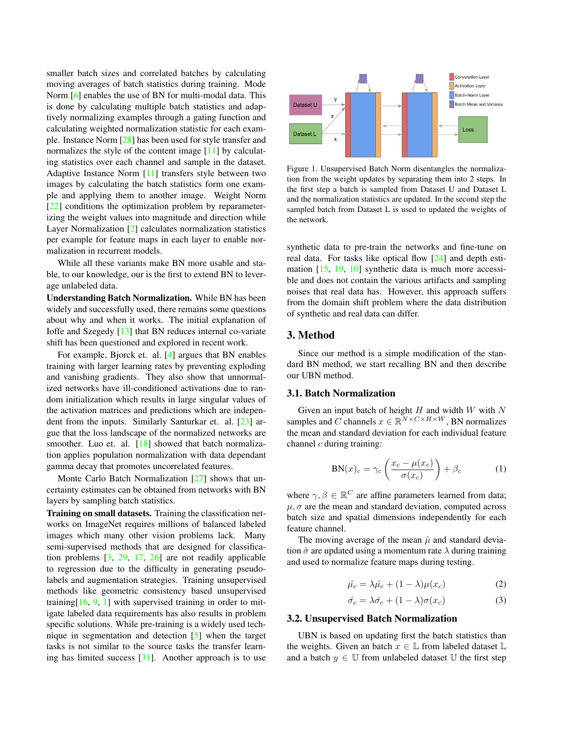smaller batch sizes and correlated batches by calculating moving averages of batch statistics during training. Mode Norm [6] enables the use of BN for multi-modal data. This is done by calculating multiple batch statistics and adaptively normalizing examples through a gating function and calculating weighted normalization statistic for each example. Instance Norm [28] has been used for style transfer and normalizes the style of the content image [11] by calculating statistics over each channel and sample in the dataset. Adaptive Instance Norm [11] transfers style between two images by calculating the batch statistics form one example and applying them to another image. Weight Norm [22] conditions the optimization problem by reparameterizing the weight values into magnitude and direction while Layer Normalization [2] calculates normalization statistics per example for feature maps in each layer to enable normalization in recurrent models.

While all these variants make BN more usable and stable, to our knowledge, our is the first to extend BN to leverage unlabeled data.

**Understanding Batch Normalization.** While BN has been widely used and successfully used, there remains some questions about why and when it works. The initial explanation of Ioffe and Szegedy [13] that BN reduces internal co-variate shift has been questioned and explored in recent work.

For example, Bjorck et. al. [4] argues that BN enables training with larger learning rates by preventing exploding and vanishing gradients. They also show that unnormalized networks have ill-conditioned activations due to random initialization which results in large singular values of the activation matrices and predictions which are independent from the inputs. Similarly Santurkar et. al. [23] argue that the loss landscape of the normalized networks are smoother. Luo et. al. [18] showed that batch normalization applies population normalization with data dependant gamma decay that promotes uncorrelated features.

Monte Carlo Batch Normalization [27] shows that uncertainty estimates can be obtained from networks with BN layers by sampling batch statistics.

**Training on small datasets.** Training the classification networks on ImageNet requires millions of balanced labeled images which many other vision problems lack. Many semi-supervised methods that are designed for classification problems [3, 29, 17, 26] are not readily applicable to regression due to the difficulty in generating pseudo-labels and augmentation strategies. Training unsupervised methods like geometric consistency based unsupervised training[16, 9, 1] with supervised training in order to mitigate labeled data requirements has also results in problem specific solutions. While pre-training is a widely used technique in segmentation and detection [5] when the target tasks is not similar to the source tasks the transfer learning has limited success [31]. Another approach is to use synthetic data to pre-train the networks and fine-tune on real data. For tasks like optical flow [24] and depth estimation [15, 19, 10] synthetic data is much more accessible and does not contain the various artifacts and sampling noises that real data has. However, this approach suffers from the domain shift problem where the data distribution of synthetic and real data can differ.

Figure 1. Unsupervised Batch Norm disentangles the normalization from the weight updates by separating them into 2 steps. In the first step a batch is sampled from Dataset U and Dataset L and the normalization statistics are updated. In the second step the sampled batch from Dataset L is used to updated the weights of the network.

## 3. Method

Since our method is a simple modification of the standard BN method, we start recalling BN and then describe our UBN method.

### 3.1. Batch Normalization

Given an input batch of height $H$ and width $W$ with $N$ samples and $C$ channels $x \in \mathbb{R}^{N \times C \times H \times W}$, BN normalizes the mean and standard deviation for each individual feature channel $c$ during training:

$$\text{BN}(x)_c = \gamma_c \left( \frac{x_c - \mu(x_c)}{\sigma(x_c)} \right) + \beta_c \tag{1}$$

where $\gamma, \beta \in \mathbb{R}^C$ are affine parameters learned from data; $\mu, \sigma$ are the mean and standard deviation, computed across batch size and spatial dimensions independently for each feature channel.

The moving average of the mean $\hat{\mu}$ and standard deviation $\hat{\sigma}$ are updated using a momentum rate $\lambda$ during training and used to normalize feature maps during testing.

$$\hat{\mu_c} = \lambda \hat{\mu_c} + (1 - \lambda)\mu(x_c) \tag{2}$$

$$\hat{\sigma_c} = \lambda \hat{\sigma_c} + (1 - \lambda)\sigma(x_c) \tag{3}$$

### 3.2. Unsupervised Batch Normalization

UBN is based on updating first the batch statistics than the weights. Given an batch $x \in \mathbb{L}$ from labeled dataset $\mathbb{L}$ and a batch $y \in \mathbb{U}$ from unlabeled dataset $\mathbb{U}$ the first step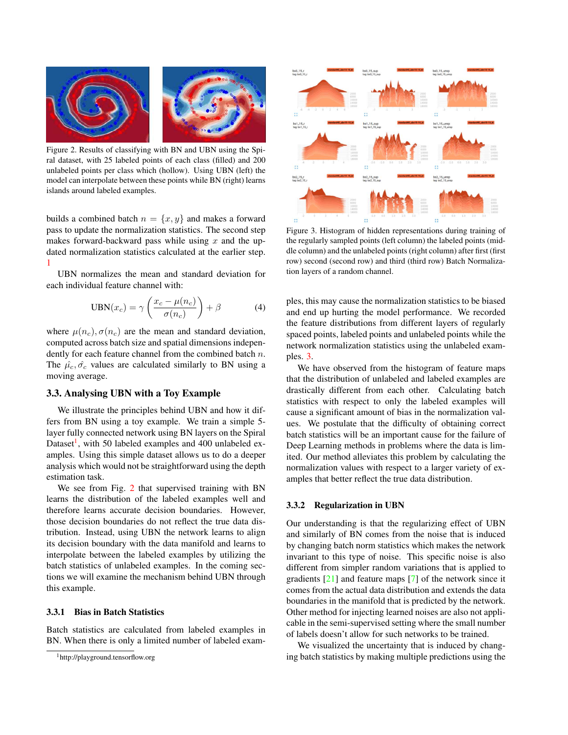Figure 2. Results of classifying with BN and UBN using the Spiral dataset, with 25 labeled points of each class (filled) and 200 unlabeled points per class which (hollow). Using UBN (left) the model can interpolate between these points while BN (right) learns islands around labeled examples.

builds a combined batch $n = \{x, y\}$ and makes a forward pass to update the normalization statistics. The second step makes forward-backward pass while using $x$ and the updated normalization statistics calculated at the earlier step. 1

UBN normalizes the mean and standard deviation for each individual feature channel with:

$$\text{UBN}(x_c) = \gamma \left( \frac{x_c - \mu(n_c)}{\sigma(n_c)} \right) + \beta \tag{4}$$

where $\mu(n_c), \sigma(n_c)$ are the mean and standard deviation, computed across batch size and spatial dimensions independently for each feature channel from the combined batch $n$. The $\hat{\mu_c}, \hat{\sigma_c}$ values are calculated similarly to BN using a moving average.

### 3.3. Analysing UBN with a Toy Example

We illustrate the principles behind UBN and how it differs from BN using a toy example. We train a simple 5-layer fully connected network using BN layers on the Spiral Dataset[1], with 50 labeled examples and 400 unlabeled examples. Using this simple dataset allows us to do a deeper analysis which would not be straightforward using the depth estimation task.

We see from Fig. 2 that supervised training with BN learns the distribution of the labeled examples well and therefore learns accurate decision boundaries. However, those decision boundaries do not reflect the true data distribution. Instead, using UBN the network learns to align its decision boundary with the data manifold and learns to interpolate between the labeled examples by utilizing the batch statistics of unlabeled examples. In the coming sections we will examine the mechanism behind UBN through this example.

#### 3.3.1 Bias in Batch Statistics

Batch statistics are calculated from labeled examples in BN. When there is only a limited number of labeled examples, this may cause the normalization statistics to be biased and end up hurting the model performance. We recorded the feature distributions from different layers of regularly spaced points, labeled points and unlabeled points while the network normalization statistics using the unlabeled examples. 3.

Figure 3. Histogram of hidden representations during training of the regularly sampled points (left column) the labeled points (middle column) and the unlabeled points (right column) after first (first row) second (second row) and third (third row) Batch Normalization layers of a random channel.

We have observed from the histogram of feature maps that the distribution of unlabeled and labeled examples are drastically different from each other. Calculating batch statistics with respect to only the labeled examples will cause a significant amount of bias in the normalization values. We postulate that the difficulty of obtaining correct batch statistics will be an important cause for the failure of Deep Learning methods in problems where the data is limited. Our method alleviates this problem by calculating the normalization values with respect to a larger variety of examples that better reflect the true data distribution.

#### 3.3.2 Regularization in UBN

Our understanding is that the regularizing effect of UBN and similarly of BN comes from the noise that is induced by changing batch norm statistics which makes the network invariant to this type of noise. This specific noise is also different from simpler random variations that is applied to gradients [21] and feature maps [7] of the network since it comes from the actual data distribution and extends the data boundaries in the manifold that is predicted by the network. Other method for injecting learned noises are also not applicable in the semi-supervised setting where the small number of labels doesn't allow for such networks to be trained.

We visualized the uncertainty that is induced by changing batch statistics by making multiple predictions using the

[1] http://playground.tensorflow.org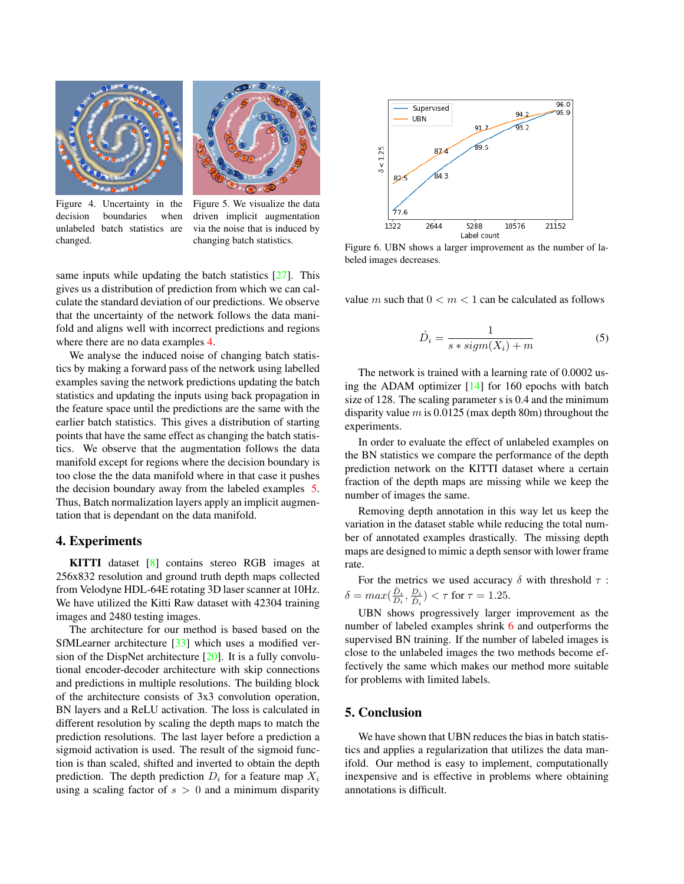Figure 4. Uncertainty in the decision boundaries when unlabeled batch statistics are changed.

Figure 5. We visualize the data driven implicit augmentation via the noise that is induced by changing batch statistics.

same inputs while updating the batch statistics [27]. This gives us a distribution of prediction from which we can calculate the standard deviation of our predictions. We observe that the uncertainty of the network follows the data manifold and aligns well with incorrect predictions and regions where there are no data examples 4.

We analyse the induced noise of changing batch statistics by making a forward pass of the network using labelled examples saving the network predictions updating the batch statistics and updating the inputs using back propagation in the feature space until the predictions are the same with the earlier batch statistics. This gives a distribution of starting points that have the same effect as changing the batch statistics. We observe that the augmentation follows the data manifold except for regions where the decision boundary is too close the the data manifold where in that case it pushes the decision boundary away from the labeled examples 5. Thus, Batch normalization layers apply an implicit augmentation that is dependant on the data manifold.

## 4. Experiments

**KITTI** dataset [8] contains stereo RGB images at 256x832 resolution and ground truth depth maps collected from Velodyne HDL-64E rotating 3D laser scanner at 10Hz. We have utilized the Kitti Raw dataset with 42304 training images and 2480 testing images.

The architecture for our method is based based on the SfMLearner architecture [33] which uses a modified version of the DispNet architecture [20]. It is a fully convolutional encoder-decoder architecture with skip connections and predictions in multiple resolutions. The building block of the architecture consists of 3x3 convolution operation, BN layers and a ReLU activation. The loss is calculated in different resolution by scaling the depth maps to match the prediction resolutions. The last layer before a prediction a sigmoid activation is used. The result of the sigmoid function is than scaled, shifted and inverted to obtain the depth prediction. The depth prediction $D_i$ for a feature map $X_i$ using a scaling factor of $s > 0$ and a minimum disparity value $m$ such that $0 < m < 1$ can be calculated as follows

$$\hat{D}_i = \frac{1}{s * sigm(X_i) + m} \tag{5}$$

The network is trained with a learning rate of 0.0002 using the ADAM optimizer [14] for 160 epochs with batch size of 128. The scaling parameter s is 0.4 and the minimum disparity value $m$ is 0.0125 (max depth 80m) throughout the experiments.

In order to evaluate the effect of unlabeled examples on the BN statistics we compare the performance of the depth prediction network on the KITTI dataset where a certain fraction of the depth maps are missing while we keep the number of images the same.

Removing depth annotation in this way let us keep the variation in the dataset stable while reducing the total number of annotated examples drastically. The missing depth maps are designed to mimic a depth sensor with lower frame rate.

For the metrics we used accuracy $\delta$ with threshold $\tau$ : $\delta = max(\frac{\hat{D}_i}{D_i}, \frac{D_i}{\hat{D}_i}) < \tau$ for $\tau = 1.25$.

Figure 6. UBN shows a larger improvement as the number of labeled images decreases.

UBN shows progressively larger improvement as the number of labeled examples shrink 6 and outperforms the supervised BN training. If the number of labeled images is close to the unlabeled images the two methods become effectively the same which makes our method more suitable for problems with limited labels.

## 5. Conclusion

We have shown that UBN reduces the bias in batch statistics and applies a regularization that utilizes the data manifold. Our method is easy to implement, computationally inexpensive and is effective in problems where obtaining annotations is difficult.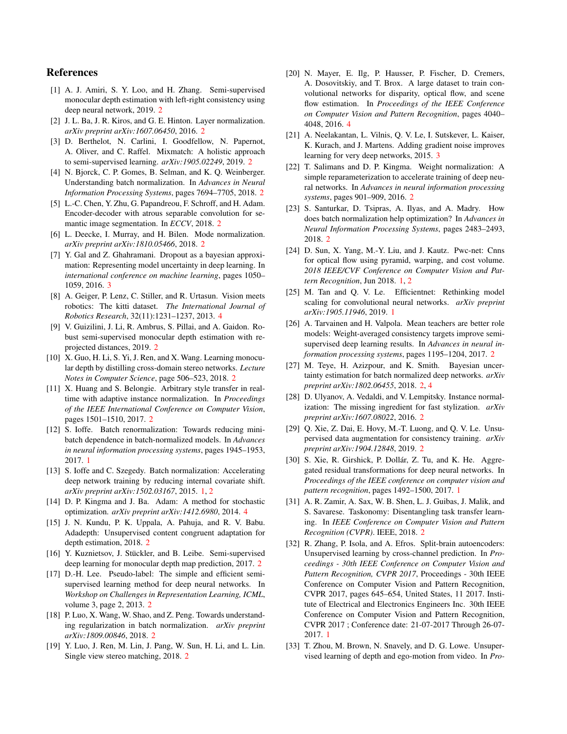# References

[1] A. J. Amiri, S. Y. Loo, and H. Zhang. Semi-supervised monocular depth estimation with left-right consistency using deep neural network, 2019. 2

[2] J. L. Ba, J. R. Kiros, and G. E. Hinton. Layer normalization. *arXiv preprint arXiv:1607.06450*, 2016. 2

[3] D. Berthelot, N. Carlini, I. Goodfellow, N. Papernot, A. Oliver, and C. Raffel. Mixmatch: A holistic approach to semi-supervised learning. *arXiv:1905.02249*, 2019. 2

[4] N. Bjorck, C. P. Gomes, B. Selman, and K. Q. Weinberger. Understanding batch normalization. In *Advances in Neural Information Processing Systems*, pages 7694–7705, 2018. 2

[5] L.-C. Chen, Y. Zhu, G. Papandreou, F. Schroff, and H. Adam. Encoder-decoder with atrous separable convolution for semantic image segmentation. In *ECCV*, 2018. 2

[6] L. Deecke, I. Murray, and H. Bilen. Mode normalization. *arXiv preprint arXiv:1810.05466*, 2018. 2

[7] Y. Gal and Z. Ghahramani. Dropout as a bayesian approximation: Representing model uncertainty in deep learning. In *international conference on machine learning*, pages 1050–1059, 2016. 3

[8] A. Geiger, P. Lenz, C. Stiller, and R. Urtasun. Vision meets robotics: The kitti dataset. *The International Journal of Robotics Research*, 32(11):1231–1237, 2013. 4

[9] V. Guizilini, J. Li, R. Ambrus, S. Pillai, and A. Gaidon. Robust semi-supervised monocular depth estimation with reprojected distances, 2019. 2

[10] X. Guo, H. Li, S. Yi, J. Ren, and X. Wang. Learning monocular depth by distilling cross-domain stereo networks. *Lecture Notes in Computer Science*, page 506–523, 2018. 2

[11] X. Huang and S. Belongie. Arbitrary style transfer in real-time with adaptive instance normalization. In *Proceedings of the IEEE International Conference on Computer Vision*, pages 1501–1510, 2017. 2

[12] S. Ioffe. Batch renormalization: Towards reducing minibatch dependence in batch-normalized models. In *Advances in neural information processing systems*, pages 1945–1953, 2017. 1

[13] S. Ioffe and C. Szegedy. Batch normalization: Accelerating deep network training by reducing internal covariate shift. *arXiv preprint arXiv:1502.03167*, 2015. 1, 2

[14] D. P. Kingma and J. Ba. Adam: A method for stochastic optimization. *arXiv preprint arXiv:1412.6980*, 2014. 4

[15] J. N. Kundu, P. K. Uppala, A. Pahuja, and R. V. Babu. Adadepth: Unsupervised content congruent adaptation for depth estimation, 2018. 2

[16] Y. Kuznietsov, J. Stückler, and B. Leibe. Semi-supervised deep learning for monocular depth map prediction, 2017. 2

[17] D.-H. Lee. Pseudo-label: The simple and efficient semi-supervised learning method for deep neural networks. In *Workshop on Challenges in Representation Learning, ICML*, volume 3, page 2, 2013. 2

[18] P. Luo, X. Wang, W. Shao, and Z. Peng. Towards understanding regularization in batch normalization. *arXiv preprint arXiv:1809.00846*, 2018. 2

[19] Y. Luo, J. Ren, M. Lin, J. Pang, W. Sun, H. Li, and L. Lin. Single view stereo matching, 2018. 2

[20] N. Mayer, E. Ilg, P. Hausser, P. Fischer, D. Cremers, A. Dosovitskiy, and T. Brox. A large dataset to train convolutional networks for disparity, optical flow, and scene flow estimation. In *Proceedings of the IEEE Conference on Computer Vision and Pattern Recognition*, pages 4040–4048, 2016. 4

[21] A. Neelakantan, L. Vilnis, Q. V. Le, I. Sutskever, L. Kaiser, K. Kurach, and J. Martens. Adding gradient noise improves learning for very deep networks, 2015. 3

[22] T. Salimans and D. P. Kingma. Weight normalization: A simple reparameterization to accelerate training of deep neural networks. In *Advances in neural information processing systems*, pages 901–909, 2016. 2

[23] S. Santurkar, D. Tsipras, A. Ilyas, and A. Madry. How does batch normalization help optimization? In *Advances in Neural Information Processing Systems*, pages 2483–2493, 2018. 2

[24] D. Sun, X. Yang, M.-Y. Liu, and J. Kautz. Pwc-net: Cnns for optical flow using pyramid, warping, and cost volume. *2018 IEEE/CVF Conference on Computer Vision and Pattern Recognition*, Jun 2018. 1, 2

[25] M. Tan and Q. V. Le. Efficientnet: Rethinking model scaling for convolutional neural networks. *arXiv preprint arXiv:1905.11946*, 2019. 1

[26] A. Tarvainen and H. Valpola. Mean teachers are better role models: Weight-averaged consistency targets improve semi-supervised deep learning results. In *Advances in neural information processing systems*, pages 1195–1204, 2017. 2

[27] M. Teye, H. Azizpour, and K. Smith. Bayesian uncertainty estimation for batch normalized deep networks. *arXiv preprint arXiv:1802.06455*, 2018. 2, 4

[28] D. Ulyanov, A. Vedaldi, and V. Lempitsky. Instance normalization: The missing ingredient for fast stylization. *arXiv preprint arXiv:1607.08022*, 2016. 2

[29] Q. Xie, Z. Dai, E. Hovy, M.-T. Luong, and Q. V. Le. Unsupervised data augmentation for consistency training. *arXiv preprint arXiv:1904.12848*, 2019. 2

[30] S. Xie, R. Girshick, P. Dollár, Z. Tu, and K. He. Aggregated residual transformations for deep neural networks. In *Proceedings of the IEEE conference on computer vision and pattern recognition*, pages 1492–1500, 2017. 1

[31] A. R. Zamir, A. Sax, W. B. Shen, L. J. Guibas, J. Malik, and S. Savarese. Taskonomy: Disentangling task transfer learning. In *IEEE Conference on Computer Vision and Pattern Recognition (CVPR)*. IEEE, 2018. 2

[32] R. Zhang, P. Isola, and A. Efros. Split-brain autoencoders: Unsupervised learning by cross-channel prediction. In *Proceedings - 30th IEEE Conference on Computer Vision and Pattern Recognition, CVPR 2017*, Proceedings - 30th IEEE Conference on Computer Vision and Pattern Recognition, CVPR 2017, pages 645–654, United States, 11 2017. Institute of Electrical and Electronics Engineers Inc. 30th IEEE Conference on Computer Vision and Pattern Recognition, CVPR 2017 ; Conference date: 21-07-2017 Through 26-07-2017. 1

[33] T. Zhou, M. Brown, N. Snavely, and D. G. Lowe. Unsupervised learning of depth and ego-motion from video. In *Pro-*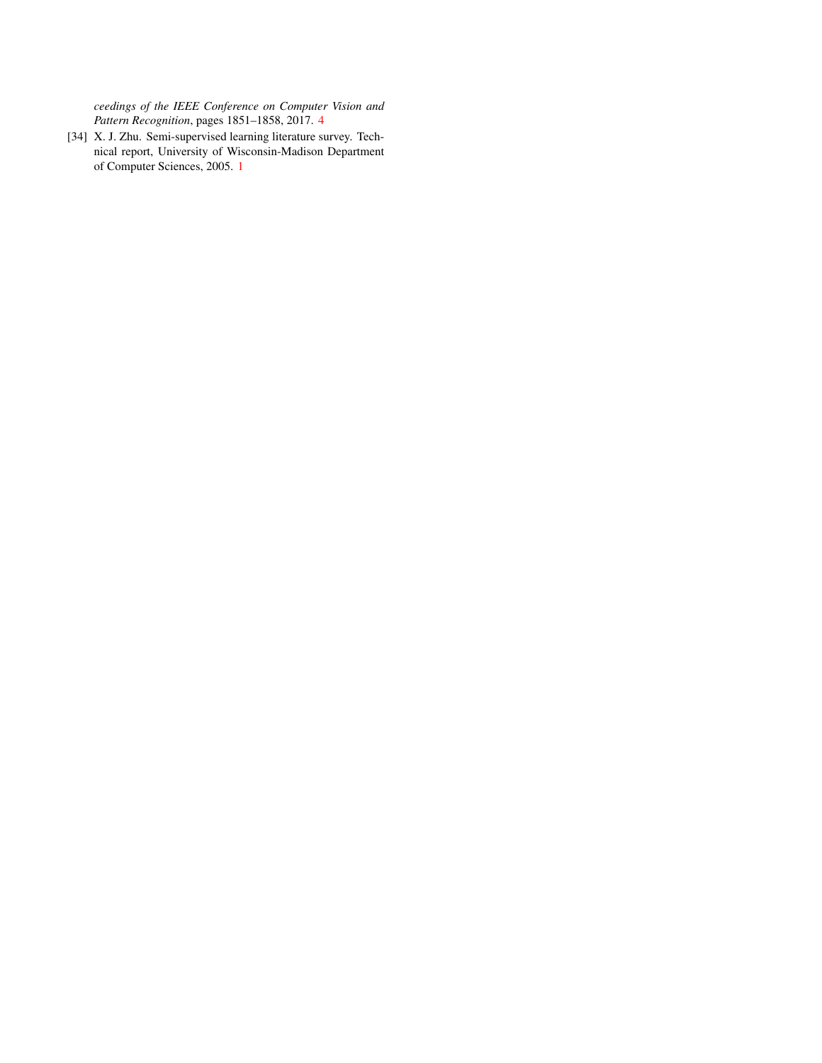*ceedings of the IEEE Conference on Computer Vision and Pattern Recognition*, pages 1851–1858, 2017. 4

[34] X. J. Zhu. Semi-supervised learning literature survey. Technical report, University of Wisconsin-Madison Department of Computer Sciences, 2005. 1